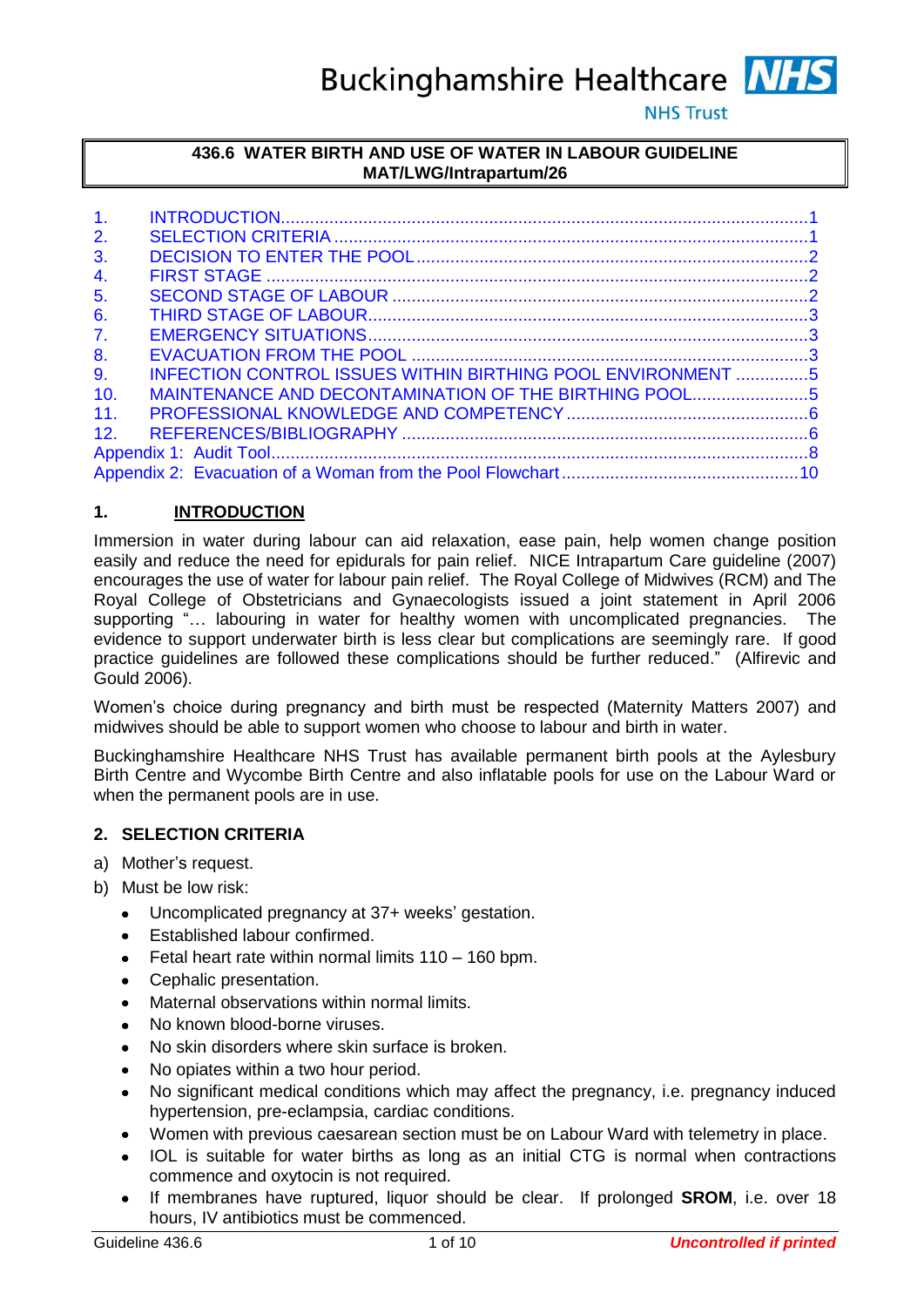Buckinghamshire Healthcare NHS Trust

# 436.6 WATER BIRTH AND USE OF WATER IN LABOUR GUIDELINE MAT/LWG/Intrapartum/26

1. INTRODUCTION ........ 1
2. SELECTION CRITERIA ........ 1
3. DECISION TO ENTER THE POOL ........ 2
4. FIRST STAGE ........ 2
5. SECOND STAGE OF LABOUR ........ 2
6. THIRD STAGE OF LABOUR ........ 3
7. EMERGENCY SITUATIONS ........ 3
8. EVACUATION FROM THE POOL ........ 3
9. INFECTION CONTROL ISSUES WITHIN BIRTHING POOL ENVIRONMENT ........ 5
10. MAINTENANCE AND DECONTAMINATION OF THE BIRTHING POOL ........ 5
11. PROFESSIONAL KNOWLEDGE AND COMPETENCY ........ 6
12. REFERENCES/BIBLIOGRAPHY ........ 6

Appendix 1: Audit Tool ........ 8

Appendix 2: Evacuation of a Woman from the Pool Flowchart ........ 10

## 1. INTRODUCTION

Immersion in water during labour can aid relaxation, ease pain, help women change position easily and reduce the need for epidurals for pain relief. NICE Intrapartum Care guideline (2007) encourages the use of water for labour pain relief. The Royal College of Midwives (RCM) and The Royal College of Obstetricians and Gynaecologists issued a joint statement in April 2006 supporting "… labouring in water for healthy women with uncomplicated pregnancies. The evidence to support underwater birth is less clear but complications are seemingly rare. If good practice guidelines are followed these complications should be further reduced." (Alfirevic and Gould 2006).

Women's choice during pregnancy and birth must be respected (Maternity Matters 2007) and midwives should be able to support women who choose to labour and birth in water.

Buckinghamshire Healthcare NHS Trust has available permanent birth pools at the Aylesbury Birth Centre and Wycombe Birth Centre and also inflatable pools for use on the Labour Ward or when the permanent pools are in use.

## 2. SELECTION CRITERIA

a) Mother's request.

b) Must be low risk:
   - Uncomplicated pregnancy at 37+ weeks' gestation.
   - Established labour confirmed.
   - Fetal heart rate within normal limits 110 – 160 bpm.
   - Cephalic presentation.
   - Maternal observations within normal limits.
   - No known blood-borne viruses.
   - No skin disorders where skin surface is broken.
   - No opiates within a two hour period.
   - No significant medical conditions which may affect the pregnancy, i.e. pregnancy induced hypertension, pre-eclampsia, cardiac conditions.
   - Women with previous caesarean section must be on Labour Ward with telemetry in place.
   - IOL is suitable for water births as long as an initial CTG is normal when contractions commence and oxytocin is not required.
   - If membranes have ruptured, liquor should be clear. If prolonged **SROM**, i.e. over 18 hours, IV antibiotics must be commenced.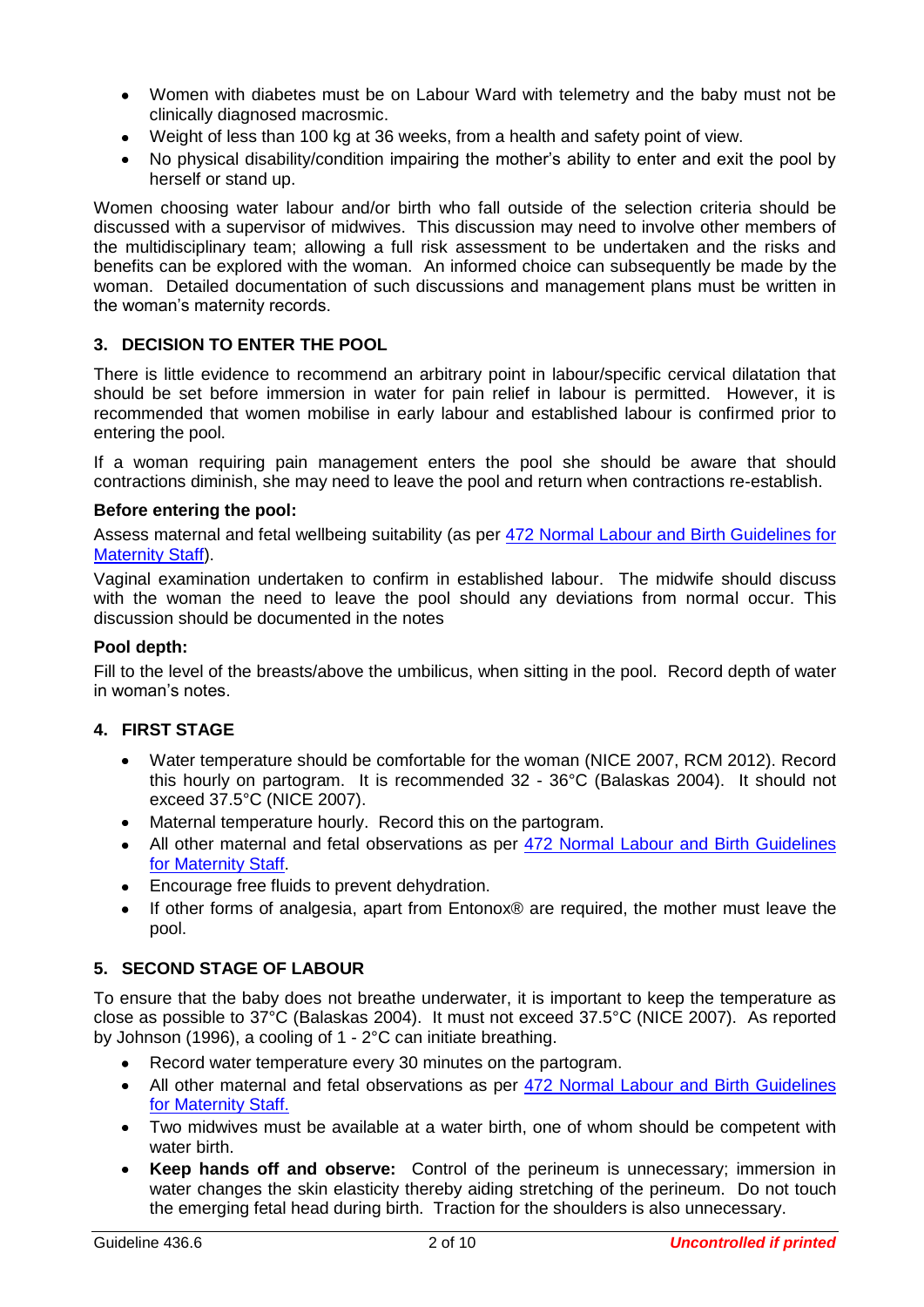- Women with diabetes must be on Labour Ward with telemetry and the baby must not be clinically diagnosed macrosmic.
- Weight of less than 100 kg at 36 weeks, from a health and safety point of view.
- No physical disability/condition impairing the mother's ability to enter and exit the pool by herself or stand up.

Women choosing water labour and/or birth who fall outside of the selection criteria should be discussed with a supervisor of midwives. This discussion may need to involve other members of the multidisciplinary team; allowing a full risk assessment to be undertaken and the risks and benefits can be explored with the woman. An informed choice can subsequently be made by the woman. Detailed documentation of such discussions and management plans must be written in the woman's maternity records.

## 3. DECISION TO ENTER THE POOL

There is little evidence to recommend an arbitrary point in labour/specific cervical dilatation that should be set before immersion in water for pain relief in labour is permitted. However, it is recommended that women mobilise in early labour and established labour is confirmed prior to entering the pool.

If a woman requiring pain management enters the pool she should be aware that should contractions diminish, she may need to leave the pool and return when contractions re-establish.

**Before entering the pool:**

Assess maternal and fetal wellbeing suitability (as per 472 Normal Labour and Birth Guidelines for Maternity Staff).

Vaginal examination undertaken to confirm in established labour. The midwife should discuss with the woman the need to leave the pool should any deviations from normal occur. This discussion should be documented in the notes

**Pool depth:**

Fill to the level of the breasts/above the umbilicus, when sitting in the pool. Record depth of water in woman's notes.

## 4. FIRST STAGE

- Water temperature should be comfortable for the woman (NICE 2007, RCM 2012). Record this hourly on partogram. It is recommended 32 - 36°C (Balaskas 2004). It should not exceed 37.5°C (NICE 2007).
- Maternal temperature hourly. Record this on the partogram.
- All other maternal and fetal observations as per 472 Normal Labour and Birth Guidelines for Maternity Staff.
- Encourage free fluids to prevent dehydration.
- If other forms of analgesia, apart from Entonox® are required, the mother must leave the pool.

## 5. SECOND STAGE OF LABOUR

To ensure that the baby does not breathe underwater, it is important to keep the temperature as close as possible to 37°C (Balaskas 2004). It must not exceed 37.5°C (NICE 2007). As reported by Johnson (1996), a cooling of 1 - 2°C can initiate breathing.

- Record water temperature every 30 minutes on the partogram.
- All other maternal and fetal observations as per 472 Normal Labour and Birth Guidelines for Maternity Staff.
- Two midwives must be available at a water birth, one of whom should be competent with water birth.
- **Keep hands off and observe:** Control of the perineum is unnecessary; immersion in water changes the skin elasticity thereby aiding stretching of the perineum. Do not touch the emerging fetal head during birth. Traction for the shoulders is also unnecessary.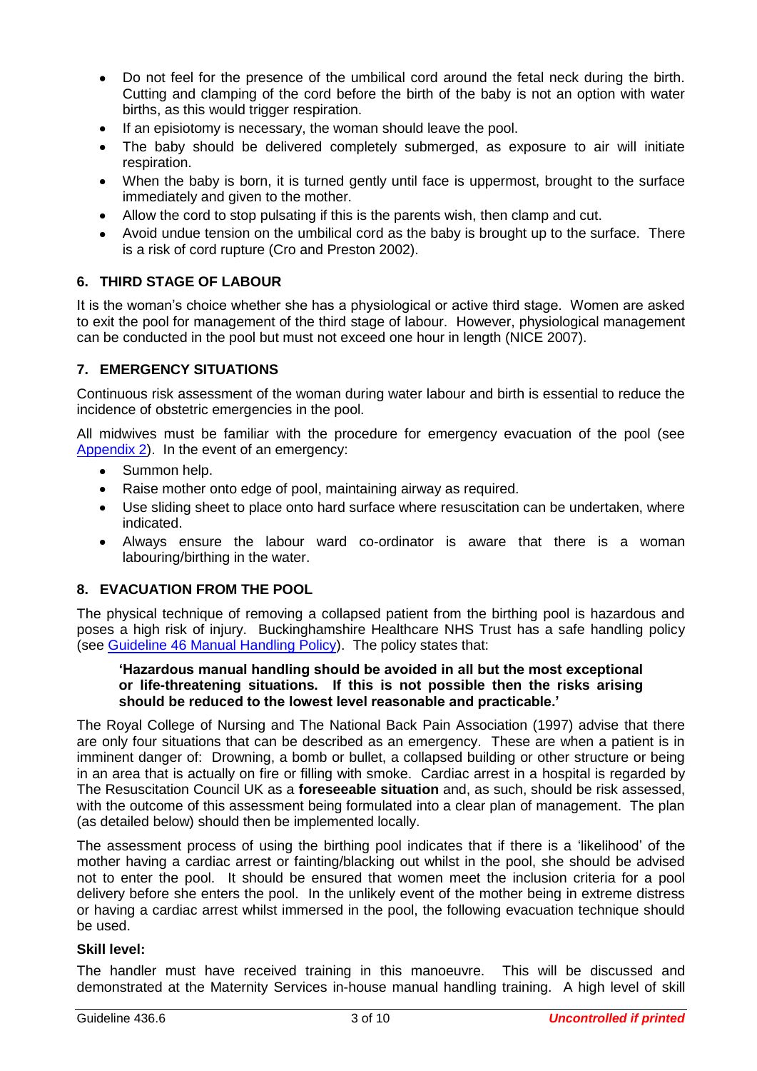- Do not feel for the presence of the umbilical cord around the fetal neck during the birth. Cutting and clamping of the cord before the birth of the baby is not an option with water births, as this would trigger respiration.
- If an episiotomy is necessary, the woman should leave the pool.
- The baby should be delivered completely submerged, as exposure to air will initiate respiration.
- When the baby is born, it is turned gently until face is uppermost, brought to the surface immediately and given to the mother.
- Allow the cord to stop pulsating if this is the parents wish, then clamp and cut.
- Avoid undue tension on the umbilical cord as the baby is brought up to the surface. There is a risk of cord rupture (Cro and Preston 2002).

## 6. THIRD STAGE OF LABOUR

It is the woman's choice whether she has a physiological or active third stage. Women are asked to exit the pool for management of the third stage of labour. However, physiological management can be conducted in the pool but must not exceed one hour in length (NICE 2007).

## 7. EMERGENCY SITUATIONS

Continuous risk assessment of the woman during water labour and birth is essential to reduce the incidence of obstetric emergencies in the pool.

All midwives must be familiar with the procedure for emergency evacuation of the pool (see Appendix 2). In the event of an emergency:

- Summon help.
- Raise mother onto edge of pool, maintaining airway as required.
- Use sliding sheet to place onto hard surface where resuscitation can be undertaken, where indicated.
- Always ensure the labour ward co-ordinator is aware that there is a woman labouring/birthing in the water.

## 8. EVACUATION FROM THE POOL

The physical technique of removing a collapsed patient from the birthing pool is hazardous and poses a high risk of injury. Buckinghamshire Healthcare NHS Trust has a safe handling policy (see Guideline 46 Manual Handling Policy). The policy states that:

> **'Hazardous manual handling should be avoided in all but the most exceptional or life-threatening situations. If this is not possible then the risks arising should be reduced to the lowest level reasonable and practicable.'**

The Royal College of Nursing and The National Back Pain Association (1997) advise that there are only four situations that can be described as an emergency. These are when a patient is in imminent danger of: Drowning, a bomb or bullet, a collapsed building or other structure or being in an area that is actually on fire or filling with smoke. Cardiac arrest in a hospital is regarded by The Resuscitation Council UK as a **foreseeable situation** and, as such, should be risk assessed, with the outcome of this assessment being formulated into a clear plan of management. The plan (as detailed below) should then be implemented locally.

The assessment process of using the birthing pool indicates that if there is a 'likelihood' of the mother having a cardiac arrest or fainting/blacking out whilst in the pool, she should be advised not to enter the pool. It should be ensured that women meet the inclusion criteria for a pool delivery before she enters the pool. In the unlikely event of the mother being in extreme distress or having a cardiac arrest whilst immersed in the pool, the following evacuation technique should be used.

**Skill level:**

The handler must have received training in this manoeuvre. This will be discussed and demonstrated at the Maternity Services in-house manual handling training. A high level of skill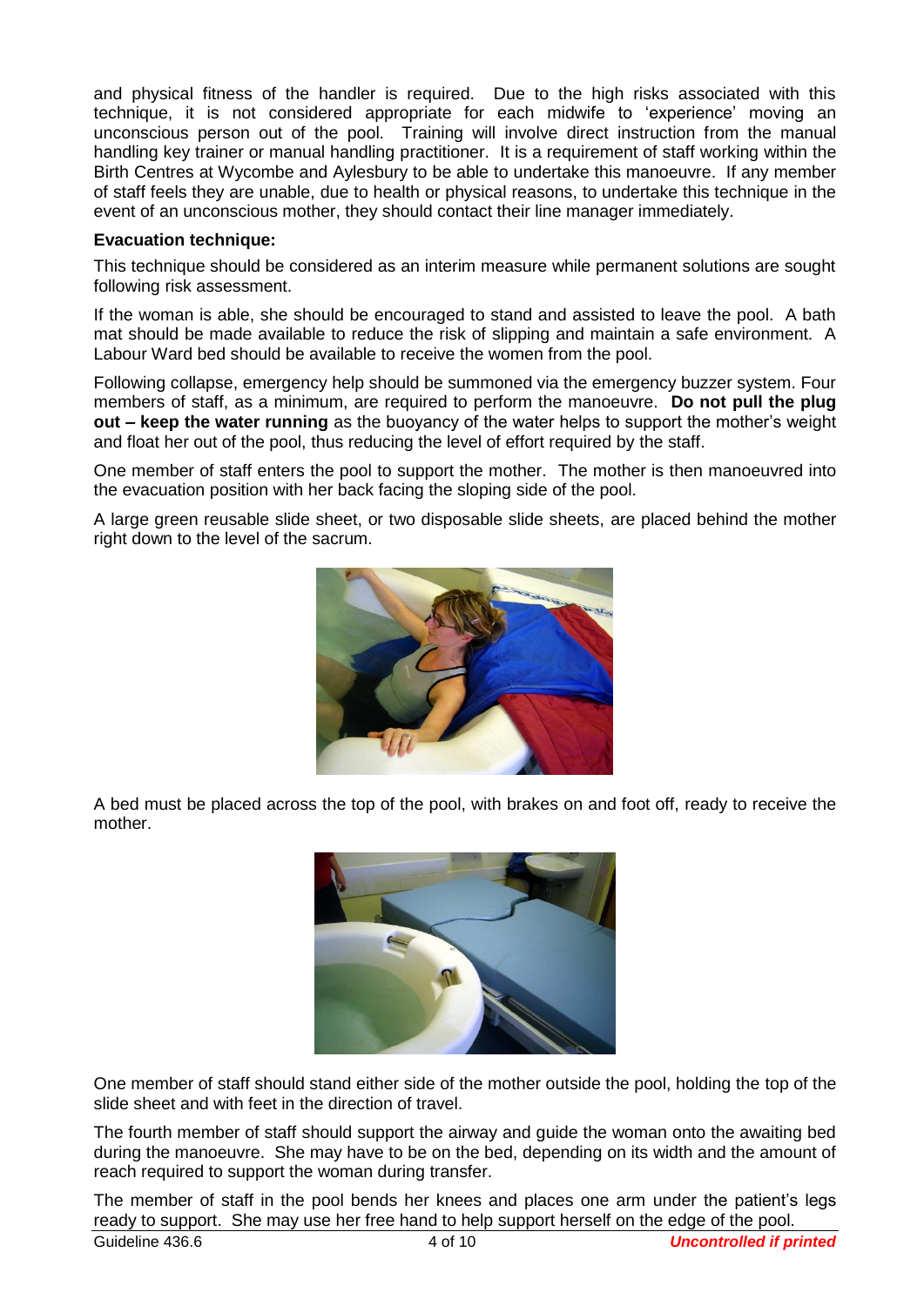and physical fitness of the handler is required. Due to the high risks associated with this technique, it is not considered appropriate for each midwife to 'experience' moving an unconscious person out of the pool. Training will involve direct instruction from the manual handling key trainer or manual handling practitioner. It is a requirement of staff working within the Birth Centres at Wycombe and Aylesbury to be able to undertake this manoeuvre. If any member of staff feels they are unable, due to health or physical reasons, to undertake this technique in the event of an unconscious mother, they should contact their line manager immediately.

**Evacuation technique:**

This technique should be considered as an interim measure while permanent solutions are sought following risk assessment.

If the woman is able, she should be encouraged to stand and assisted to leave the pool. A bath mat should be made available to reduce the risk of slipping and maintain a safe environment. A Labour Ward bed should be available to receive the women from the pool.

Following collapse, emergency help should be summoned via the emergency buzzer system. Four members of staff, as a minimum, are required to perform the manoeuvre. **Do not pull the plug out – keep the water running** as the buoyancy of the water helps to support the mother's weight and float her out of the pool, thus reducing the level of effort required by the staff.

One member of staff enters the pool to support the mother. The mother is then manoeuvred into the evacuation position with her back facing the sloping side of the pool.

A large green reusable slide sheet, or two disposable slide sheets, are placed behind the mother right down to the level of the sacrum.

A bed must be placed across the top of the pool, with brakes on and foot off, ready to receive the mother.

One member of staff should stand either side of the mother outside the pool, holding the top of the slide sheet and with feet in the direction of travel.

The fourth member of staff should support the airway and guide the woman onto the awaiting bed during the manoeuvre. She may have to be on the bed, depending on its width and the amount of reach required to support the woman during transfer.

The member of staff in the pool bends her knees and places one arm under the patient's legs ready to support. She may use her free hand to help support herself on the edge of the pool.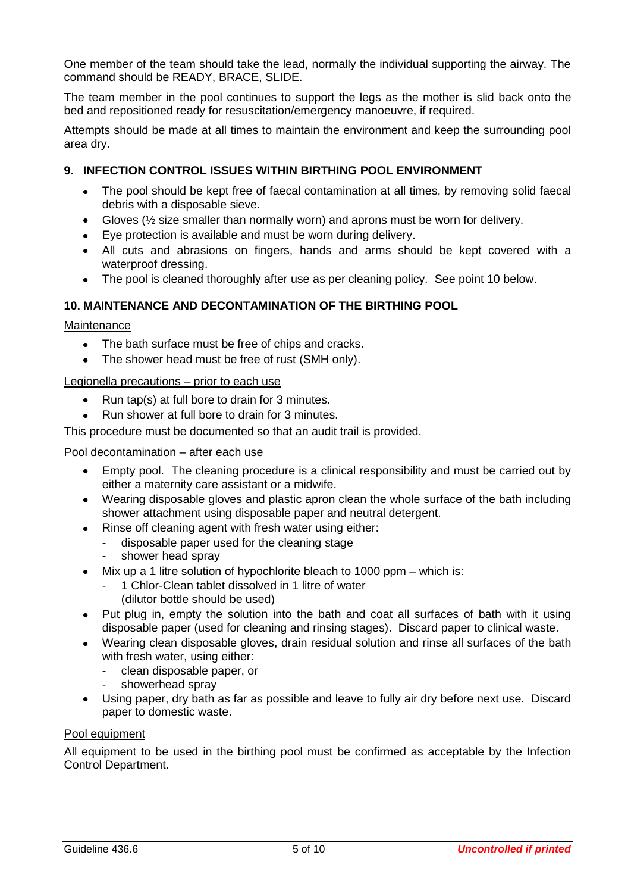One member of the team should take the lead, normally the individual supporting the airway. The command should be READY, BRACE, SLIDE.

The team member in the pool continues to support the legs as the mother is slid back onto the bed and repositioned ready for resuscitation/emergency manoeuvre, if required.

Attempts should be made at all times to maintain the environment and keep the surrounding pool area dry.

## 9. INFECTION CONTROL ISSUES WITHIN BIRTHING POOL ENVIRONMENT

- The pool should be kept free of faecal contamination at all times, by removing solid faecal debris with a disposable sieve.
- Gloves (½ size smaller than normally worn) and aprons must be worn for delivery.
- Eye protection is available and must be worn during delivery.
- All cuts and abrasions on fingers, hands and arms should be kept covered with a waterproof dressing.
- The pool is cleaned thoroughly after use as per cleaning policy. See point 10 below.

## 10. MAINTENANCE AND DECONTAMINATION OF THE BIRTHING POOL

<u>Maintenance</u>

- The bath surface must be free of chips and cracks.
- The shower head must be free of rust (SMH only).

<u>Legionella precautions – prior to each use</u>

- Run tap(s) at full bore to drain for 3 minutes.
- Run shower at full bore to drain for 3 minutes.

This procedure must be documented so that an audit trail is provided.

<u>Pool decontamination – after each use</u>

- Empty pool. The cleaning procedure is a clinical responsibility and must be carried out by either a maternity care assistant or a midwife.
- Wearing disposable gloves and plastic apron clean the whole surface of the bath including shower attachment using disposable paper and neutral detergent.
- Rinse off cleaning agent with fresh water using either:
  - disposable paper used for the cleaning stage
  - shower head spray
- Mix up a 1 litre solution of hypochlorite bleach to 1000 ppm – which is:
  - 1 Chlor-Clean tablet dissolved in 1 litre of water
    (dilutor bottle should be used)
- Put plug in, empty the solution into the bath and coat all surfaces of bath with it using disposable paper (used for cleaning and rinsing stages). Discard paper to clinical waste.
- Wearing clean disposable gloves, drain residual solution and rinse all surfaces of the bath with fresh water, using either:
  - clean disposable paper, or
  - showerhead spray
- Using paper, dry bath as far as possible and leave to fully air dry before next use. Discard paper to domestic waste.

<u>Pool equipment</u>

All equipment to be used in the birthing pool must be confirmed as acceptable by the Infection Control Department.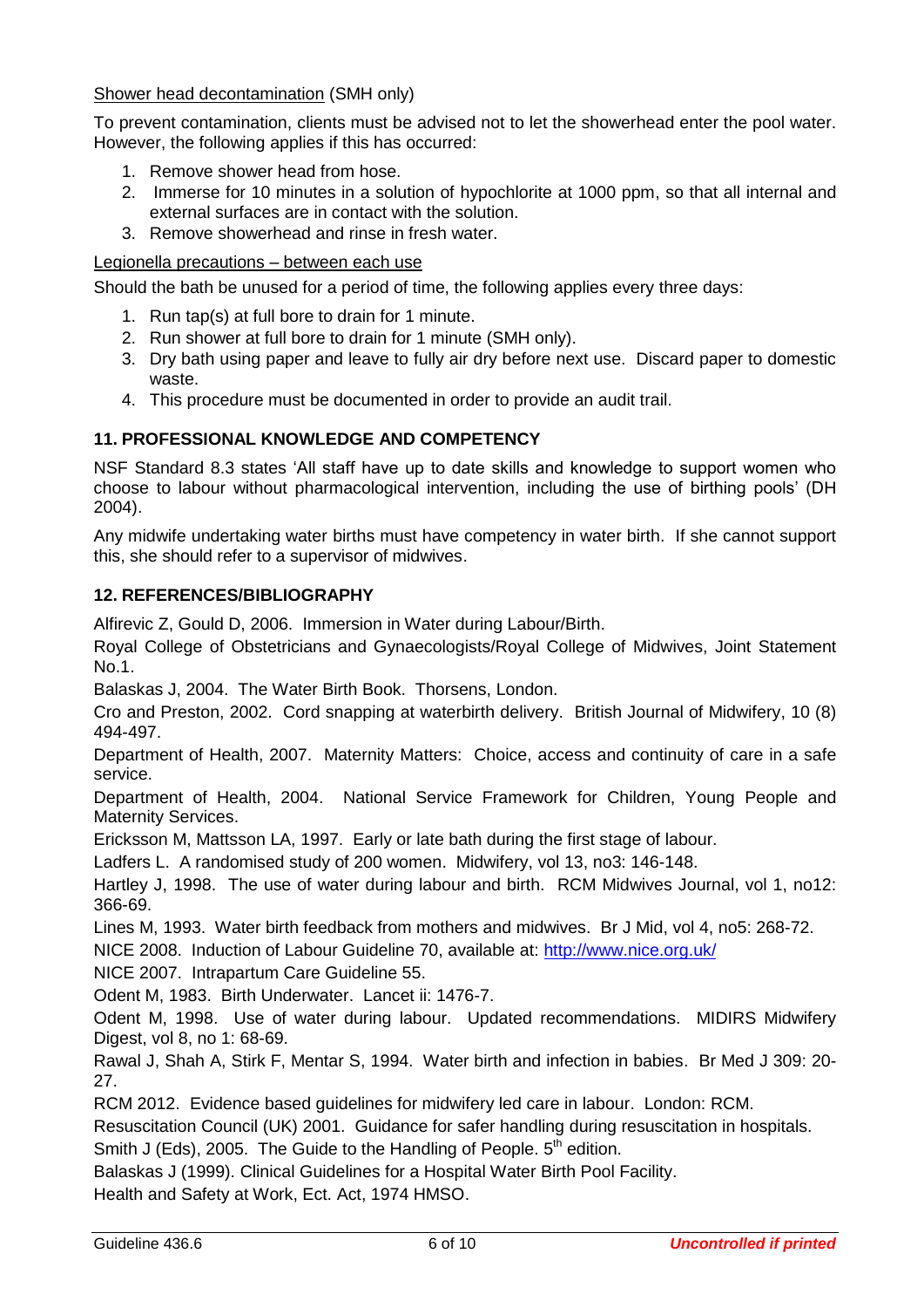Shower head decontamination (SMH only)

To prevent contamination, clients must be advised not to let the showerhead enter the pool water. However, the following applies if this has occurred:

1. Remove shower head from hose.
2. Immerse for 10 minutes in a solution of hypochlorite at 1000 ppm, so that all internal and external surfaces are in contact with the solution.
3. Remove showerhead and rinse in fresh water.

Legionella precautions – between each use

Should the bath be unused for a period of time, the following applies every three days:

1. Run tap(s) at full bore to drain for 1 minute.
2. Run shower at full bore to drain for 1 minute (SMH only).
3. Dry bath using paper and leave to fully air dry before next use. Discard paper to domestic waste.
4. This procedure must be documented in order to provide an audit trail.

## 11. PROFESSIONAL KNOWLEDGE AND COMPETENCY

NSF Standard 8.3 states 'All staff have up to date skills and knowledge to support women who choose to labour without pharmacological intervention, including the use of birthing pools' (DH 2004).

Any midwife undertaking water births must have competency in water birth. If she cannot support this, she should refer to a supervisor of midwives.

## 12. REFERENCES/BIBLIOGRAPHY

Alfirevic Z, Gould D, 2006. Immersion in Water during Labour/Birth.

Royal College of Obstetricians and Gynaecologists/Royal College of Midwives, Joint Statement No.1.

Balaskas J, 2004. The Water Birth Book. Thorsens, London.

Cro and Preston, 2002. Cord snapping at waterbirth delivery. British Journal of Midwifery, 10 (8) 494-497.

Department of Health, 2007. Maternity Matters: Choice, access and continuity of care in a safe service.

Department of Health, 2004. National Service Framework for Children, Young People and Maternity Services.

Ericksson M, Mattsson LA, 1997. Early or late bath during the first stage of labour.

Ladfers L. A randomised study of 200 women. Midwifery, vol 13, no3: 146-148.

Hartley J, 1998. The use of water during labour and birth. RCM Midwives Journal, vol 1, no12: 366-69.

Lines M, 1993. Water birth feedback from mothers and midwives. Br J Mid, vol 4, no5: 268-72.

NICE 2008. Induction of Labour Guideline 70, available at: http://www.nice.org.uk/

NICE 2007. Intrapartum Care Guideline 55.

Odent M, 1983. Birth Underwater. Lancet ii: 1476-7.

Odent M, 1998. Use of water during labour. Updated recommendations. MIDIRS Midwifery Digest, vol 8, no 1: 68-69.

Rawal J, Shah A, Stirk F, Mentar S, 1994. Water birth and infection in babies. Br Med J 309: 20-27.

RCM 2012. Evidence based guidelines for midwifery led care in labour. London: RCM.

Resuscitation Council (UK) 2001. Guidance for safer handling during resuscitation in hospitals.

Smith J (Eds), 2005. The Guide to the Handling of People. 5th edition.

Balaskas J (1999). Clinical Guidelines for a Hospital Water Birth Pool Facility.

Health and Safety at Work, Ect. Act, 1974 HMSO.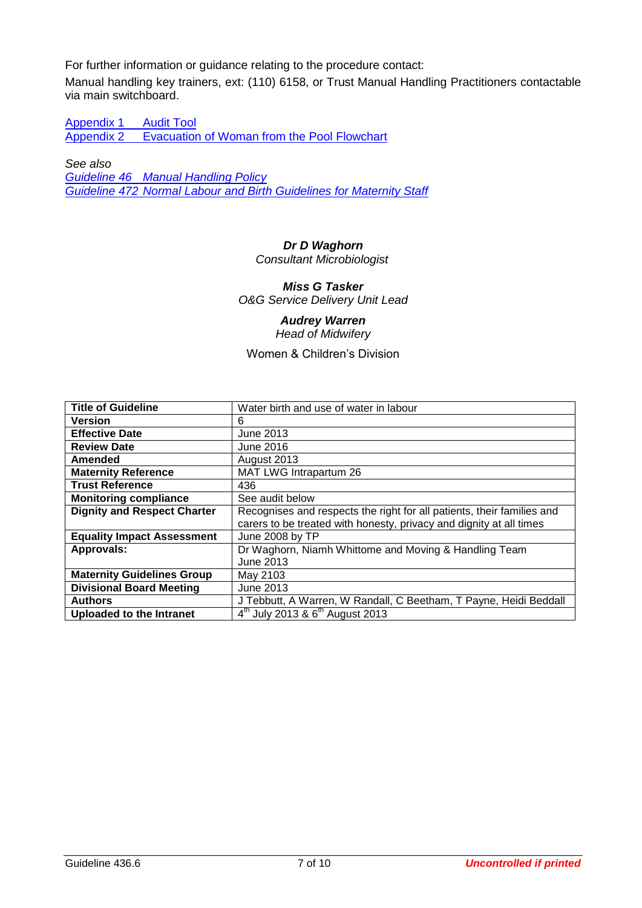For further information or guidance relating to the procedure contact:

Manual handling key trainers, ext: (110) 6158, or Trust Manual Handling Practitioners contactable via main switchboard.

Appendix 1 Audit Tool
Appendix 2 Evacuation of Woman from the Pool Flowchart

*See also*
*Guideline 46 Manual Handling Policy*
*Guideline 472 Normal Labour and Birth Guidelines for Maternity Staff*

***Dr D Waghorn***
*Consultant Microbiologist*

***Miss G Tasker***
*O&G Service Delivery Unit Lead*

***Audrey Warren***
*Head of Midwifery*

Women & Children's Division

| **Title of Guideline** | Water birth and use of water in labour |
|---|---|
| **Version** | 6 |
| **Effective Date** | June 2013 |
| **Review Date** | June 2016 |
| **Amended** | August 2013 |
| **Maternity Reference** | MAT LWG Intrapartum 26 |
| **Trust Reference** | 436 |
| **Monitoring compliance** | See audit below |
| **Dignity and Respect Charter** | Recognises and respects the right for all patients, their families and carers to be treated with honesty, privacy and dignity at all times |
| **Equality Impact Assessment** | June 2008 by TP |
| **Approvals:** | Dr Waghorn, Niamh Whittome and Moving & Handling Team June 2013 |
| **Maternity Guidelines Group** | May 2103 |
| **Divisional Board Meeting** | June 2013 |
| **Authors** | J Tebbutt, A Warren, W Randall, C Beetham, T Payne, Heidi Beddall |
| **Uploaded to the Intranet** | 4th July 2013 & 6th August 2013 |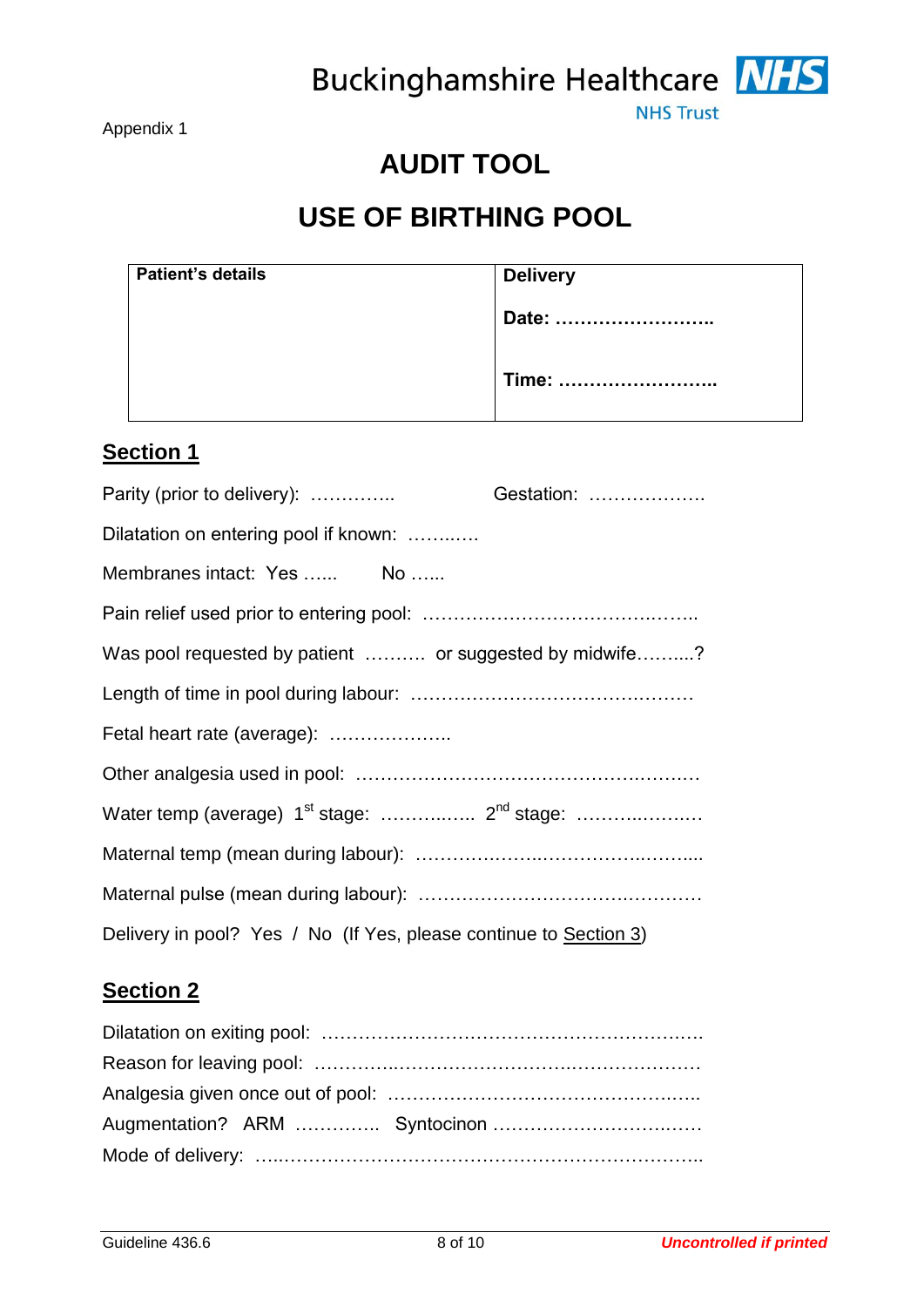Appendix 1

# AUDIT TOOL

# USE OF BIRTHING POOL

| **Patient's details** | **Delivery**<br><br>**Date: ……………………..**<br><br>**Time: ……………………..** |
|---|---|

## Section 1

Parity (prior to delivery): ………….. Gestation: ……………….

Dilatation on entering pool if known: ……..….

Membranes intact: Yes …... No …...

Pain relief used prior to entering pool: ………………………………….……..

Was pool requested by patient ………. or suggested by midwife……....?

Length of time in pool during labour: ……………………………….………

Fetal heart rate (average): ………………..

Other analgesia used in pool: ………………………………………….……..

Water temp (average) 1st stage: …………..…. 2nd stage: ……….….…..…

Maternal temp (mean during labour): ……………….…………….…..……....

Maternal pulse (mean during labour): …………………………….…………

Delivery in pool? Yes / No (If Yes, please continue to Section 3)

## Section 2

Dilatation on exiting pool: ………………………………………….………….

Reason for leaving pool: …………...……………………….…………………

Analgesia given once out of pool: ……………………………………….…..

Augmentation? ARM ………….. Syntocinon ……………………….……

Mode of delivery: …..…………………………………………………………..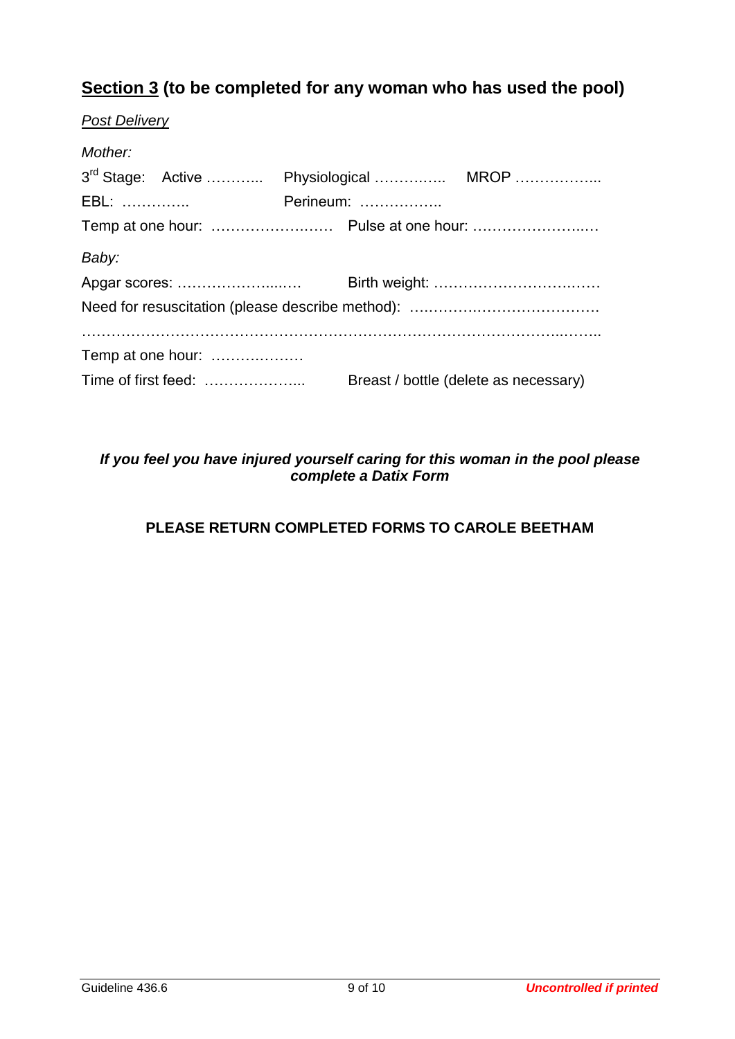## **<u>Section 3</u> (to be completed for any woman who has used the pool)**

*<u>Post Delivery</u>*

*Mother:*

3rd Stage: Active ……….. Physiological …………... MROP ……………...

EBL: ………….. Perineum: ……………..

Temp at one hour: ……………….…… Pulse at one hour: …………………..…

*Baby:*

Apgar scores: …………………...…. Birth weight: ……………………….……

Need for resuscitation (please describe method): ….…………..……………….

……………………………………………………………………………………..……..

Temp at one hour: ……….………

Time of first feed: ………………... Breast / bottle (delete as necessary)

***If you feel you have injured yourself caring for this woman in the pool please complete a Datix Form***

**PLEASE RETURN COMPLETED FORMS TO CAROLE BEETHAM**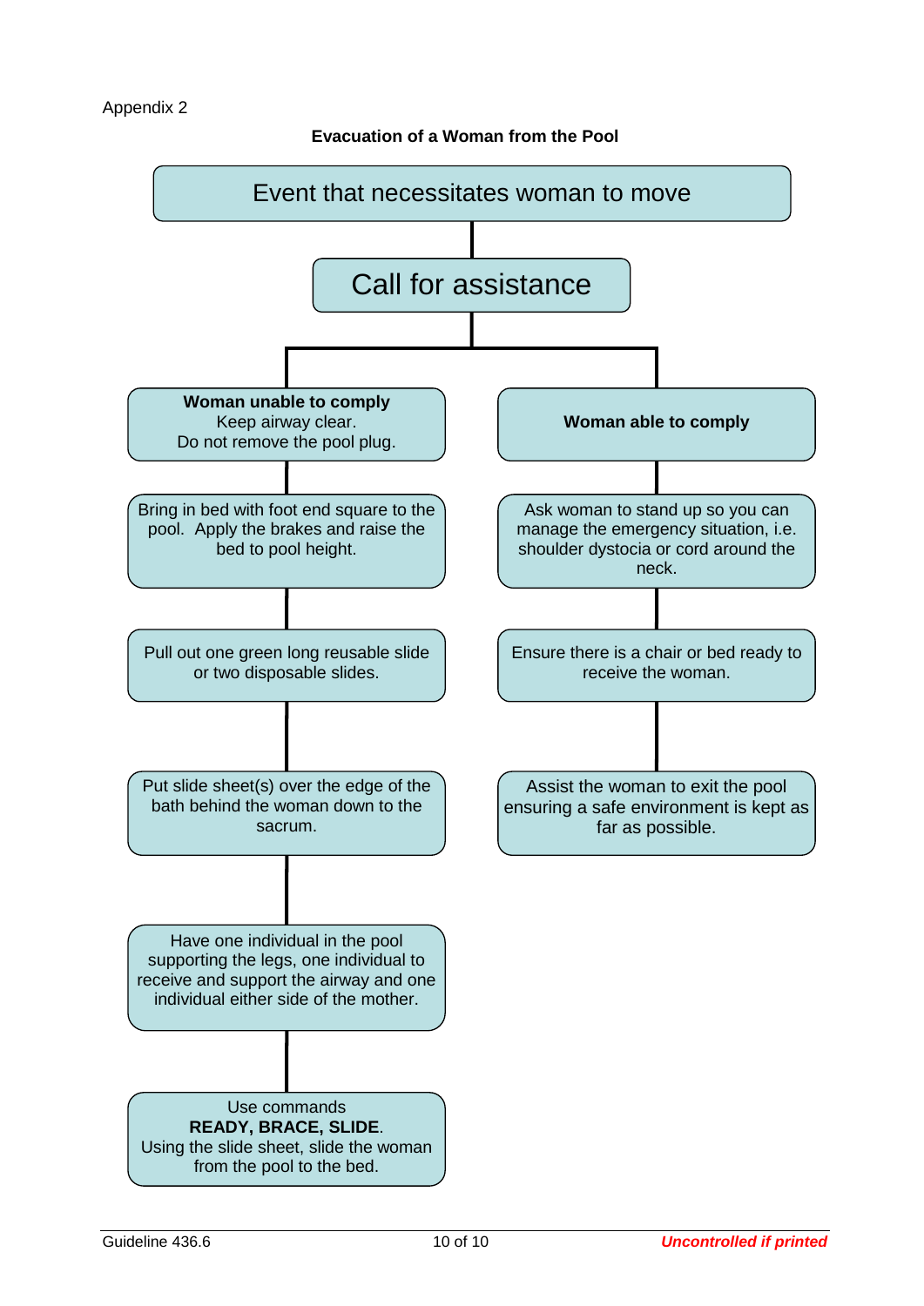Appendix 2

**Evaluation of a Woman from the Pool**

Event that necessitates woman to move

Call for assistance

**Woman unable to comply**
Keep airway clear.
Do not remove the pool plug.

Bring in bed with foot end square to the pool. Apply the brakes and raise the bed to pool height.

Pull out one green long reusable slide or two disposable slides.

Put slide sheet(s) over the edge of the bath behind the woman down to the sacrum.

Have one individual in the pool supporting the legs, one individual to receive and support the airway and one individual either side of the mother.

Use commands
**READY, BRACE, SLIDE**.
Using the slide sheet, slide the woman from the pool to the bed.

**Woman able to comply**

Ask woman to stand up so you can manage the emergency situation, i.e. shoulder dystocia or cord around the neck.

Ensure there is a chair or bed ready to receive the woman.

Assist the woman to exit the pool ensuring a safe environment is kept as far as possible.

Appendix 2

**Evacuation of a Woman from the Pool**

Event that necessitates woman to move

Call for assistance

**Woman unable to comply**
Keep airway clear.
Do not remove the pool plug.

Bring in bed with foot end square to the pool. Apply the brakes and raise the bed to pool height.

Pull out one green long reusable slide or two disposable slides.

Put slide sheet(s) over the edge of the bath behind the woman down to the sacrum.

Have one individual in the pool supporting the legs, one individual to receive and support the airway and one individual either side of the mother.

Use commands
**READY, BRACE, SLIDE**.
Using the slide sheet, slide the woman from the pool to the bed.

**Woman able to comply**

Ask woman to stand up so you can manage the emergency situation, i.e. shoulder dystocia or cord around the neck.

Ensure there is a chair or bed ready to receive the woman.

Assist the woman to exit the pool ensuring a safe environment is kept as far as possible.